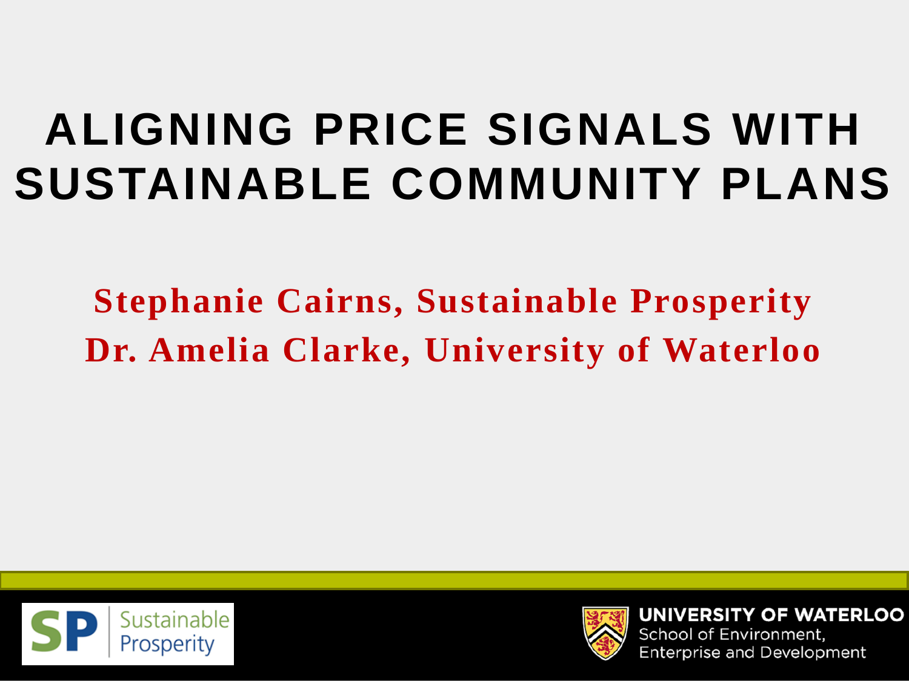# ALIGNING PRICE SIGNALS WITH SUSTAINABLE COMMUNITY PLANS

**Stephanie Cairns, Sustainable Prosperity**

**Dr. Amelia Clarke, University of Waterloo**

SP Sustainable Prosperity

UNIVERSITY OF WATERLOO
School of Environment, Enterprise and Development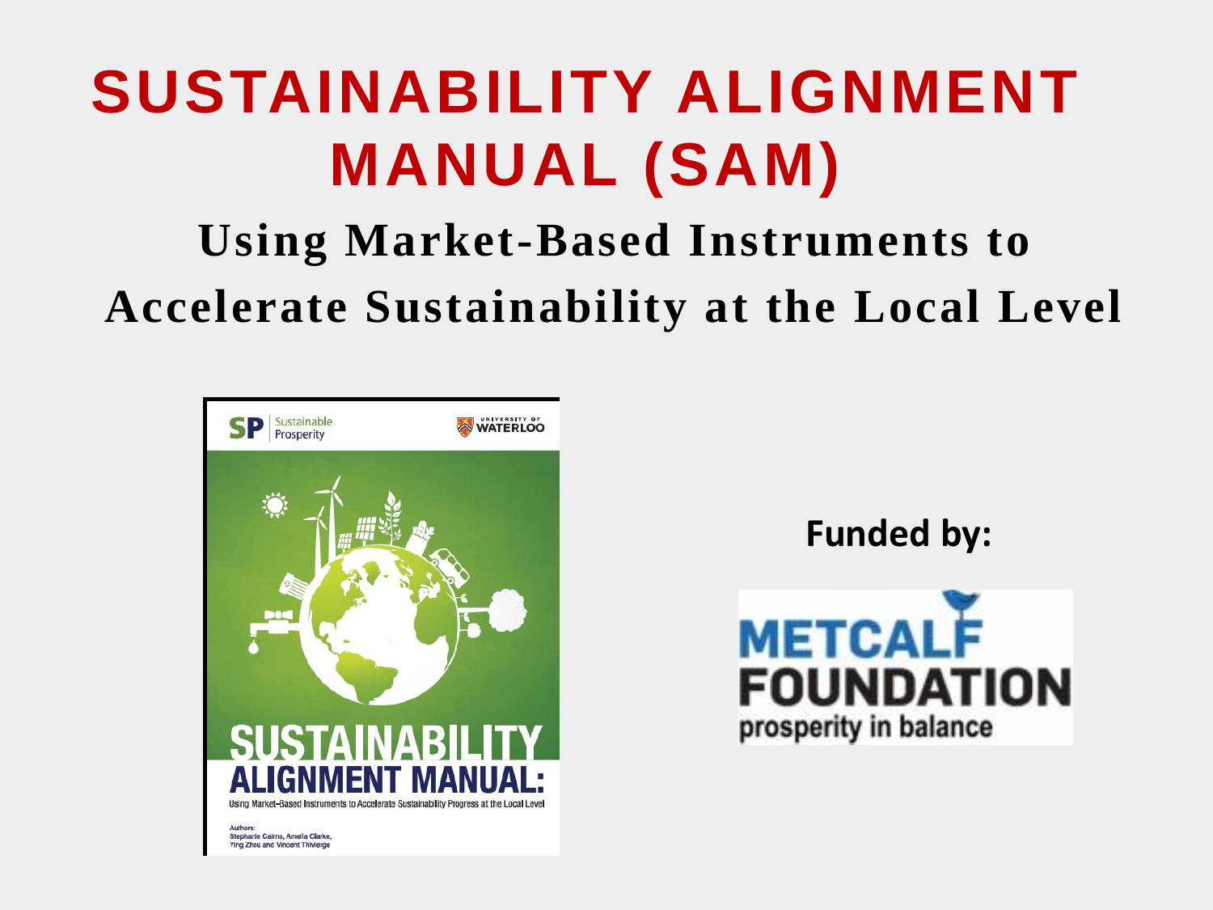# SUSTAINABILITY ALIGNMENT MANUAL (SAM)

## Using Market-Based Instruments to Accelerate Sustainability at the Local Level

**Funded by:**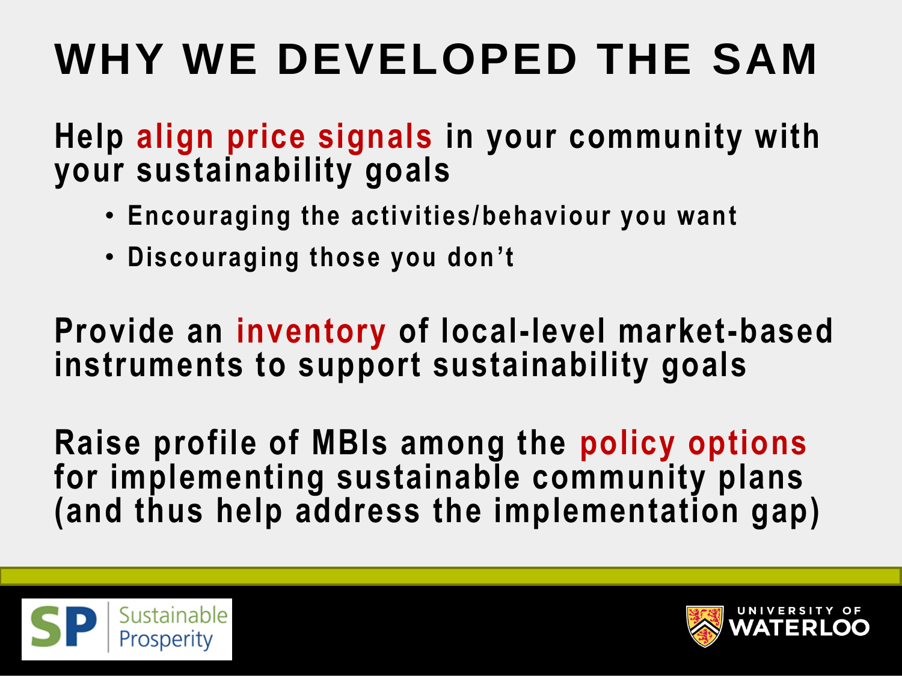# WHY WE DEVELOPED THE SAM

**Help align price signals in your community with your sustainability goals**

- **Encouraging the activities/behaviour you want**
- **Discouraging those you don't**

**Provide an inventory of local-level market-based instruments to support sustainability goals**

**Raise profile of MBIs among the policy options for implementing sustainable community plans (and thus help address the implementation gap)**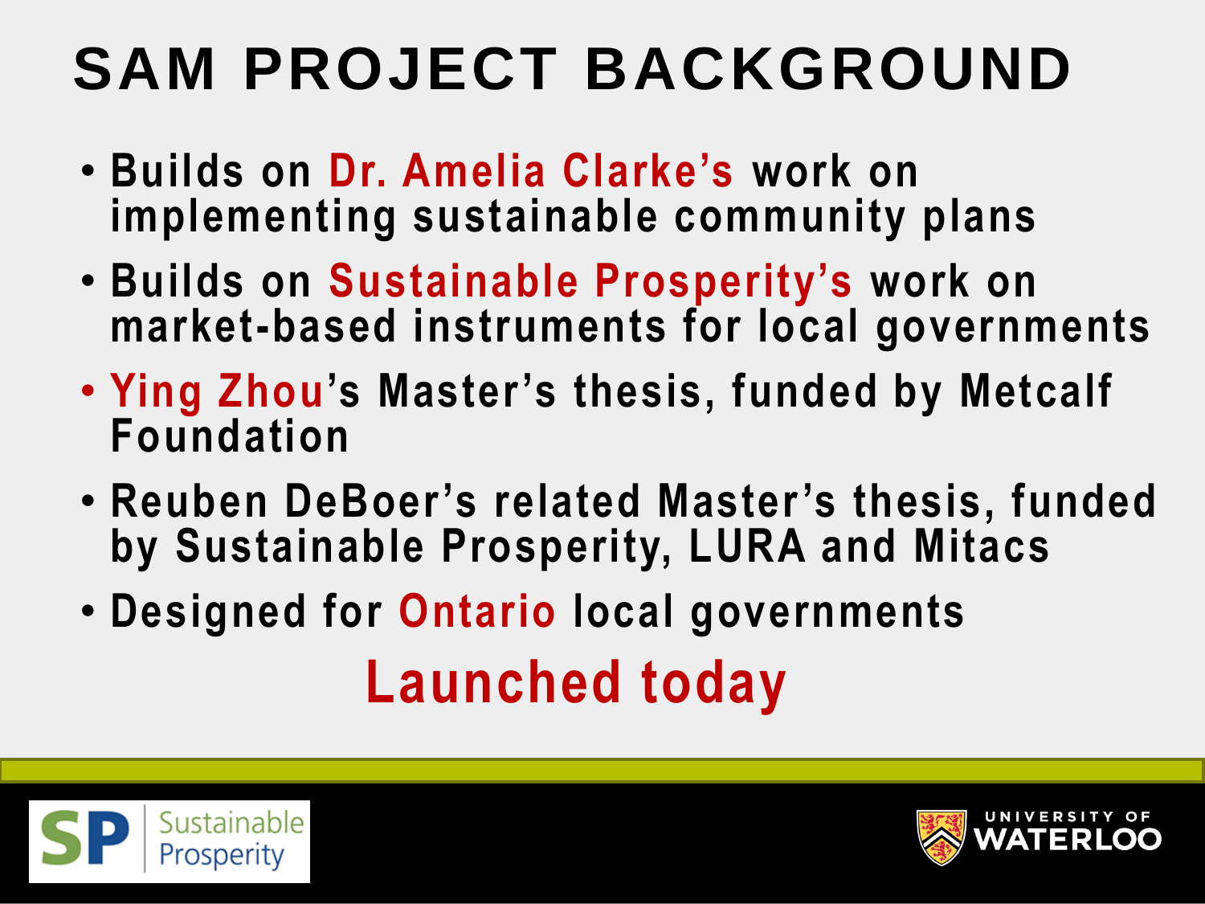# SAM PROJECT BACKGROUND

- Builds on Dr. Amelia Clarke's work on implementing sustainable community plans
- Builds on Sustainable Prosperity's work on market-based instruments for local governments
- Ying Zhou's Master's thesis, funded by Metcalf Foundation
- Reuben DeBoer's related Master's thesis, funded by Sustainable Prosperity, LURA and Mitacs
- Designed for Ontario local governments

**Launched today**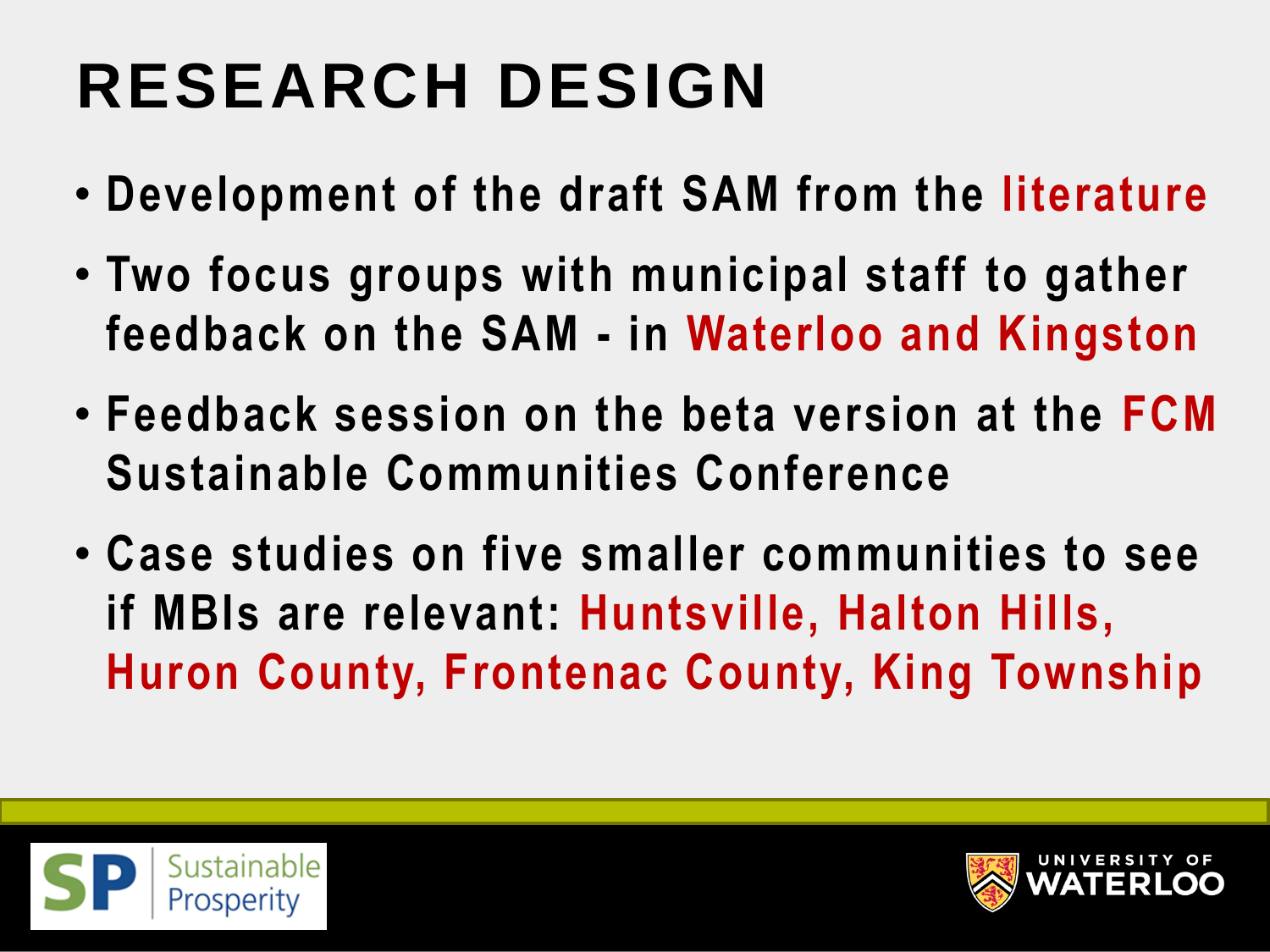# RESEARCH DESIGN

- Development of the draft SAM from the literature
- Two focus groups with municipal staff to gather feedback on the SAM - in Waterloo and Kingston
- Feedback session on the beta version at the FCM Sustainable Communities Conference
- Case studies on five smaller communities to see if MBIs are relevant: Huntsville, Halton Hills, Huron County, Frontenac County, King Township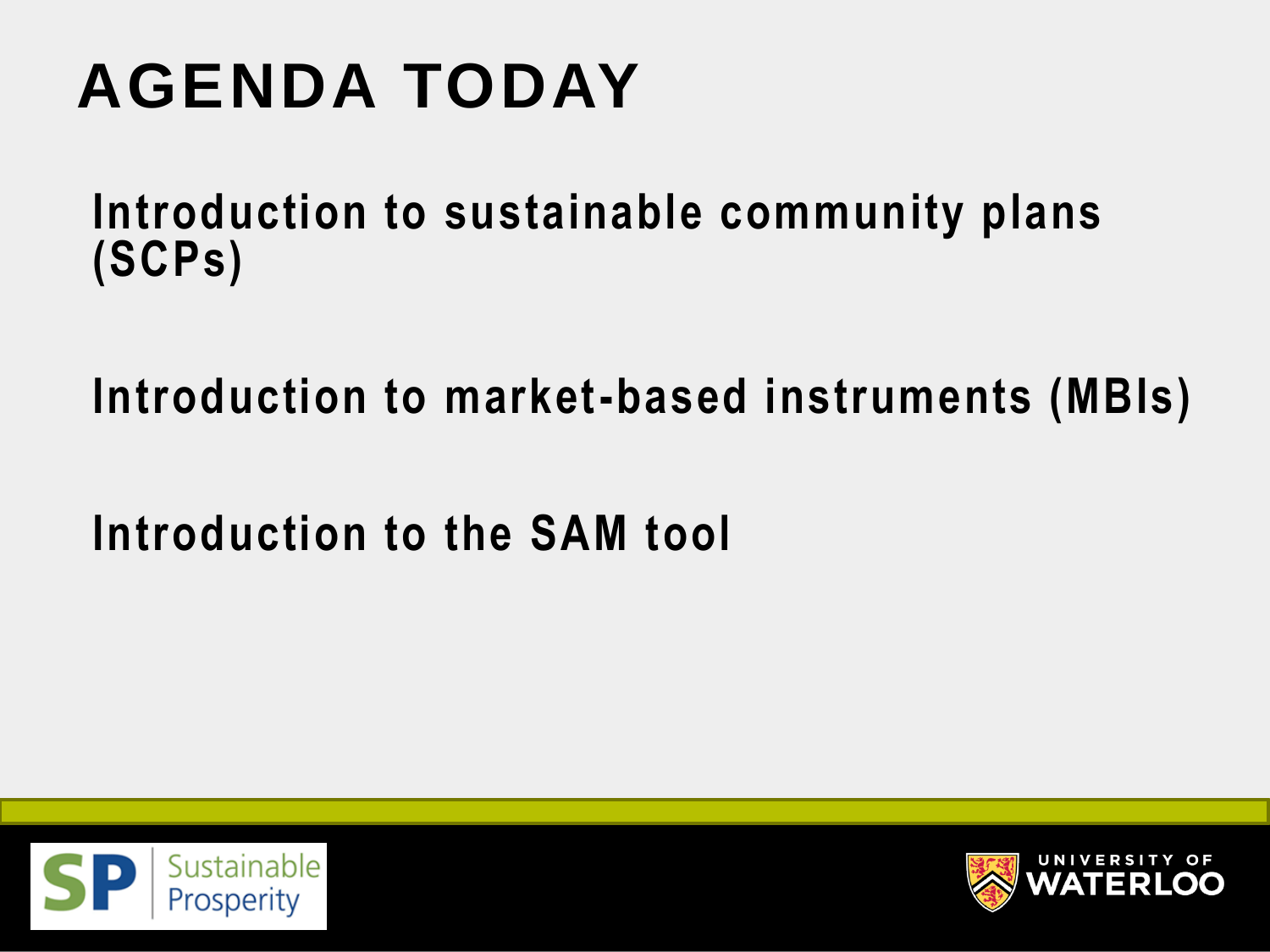# AGENDA TODAY

Introduction to sustainable community plans (SCPs)

Introduction to market-based instruments (MBIs)

Introduction to the SAM tool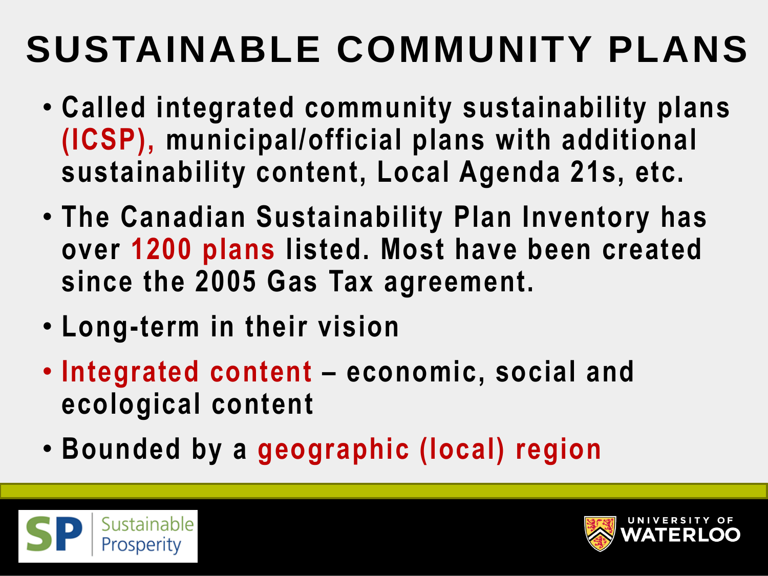# SUSTAINABLE COMMUNITY PLANS

- Called integrated community sustainability plans (ICSP), municipal/official plans with additional sustainability content, Local Agenda 21s, etc.
- The Canadian Sustainability Plan Inventory has over 1200 plans listed. Most have been created since the 2005 Gas Tax agreement.
- Long-term in their vision
- Integrated content – economic, social and ecological content
- Bounded by a geographic (local) region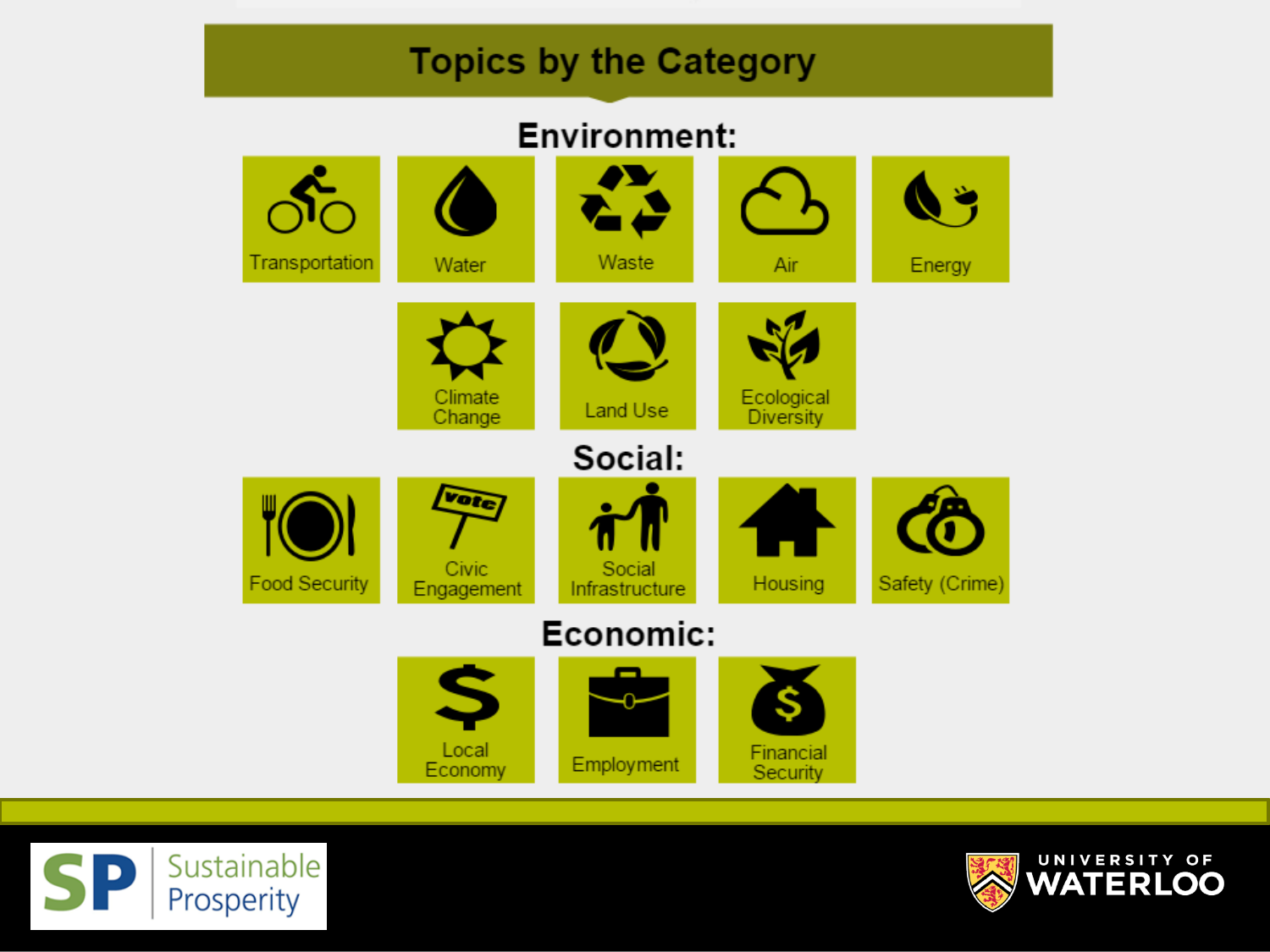# Topics by the Category

## Environment:

- Transportation
- Water
- Waste
- Air
- Energy
- Climate Change
- Land Use
- Ecological Diversity

## Social:

- Food Security
- Civic Engagement
- Social Infrastructure
- Housing
- Safety (Crime)

## Economic:

- Local Economy
- Employment
- Financial Security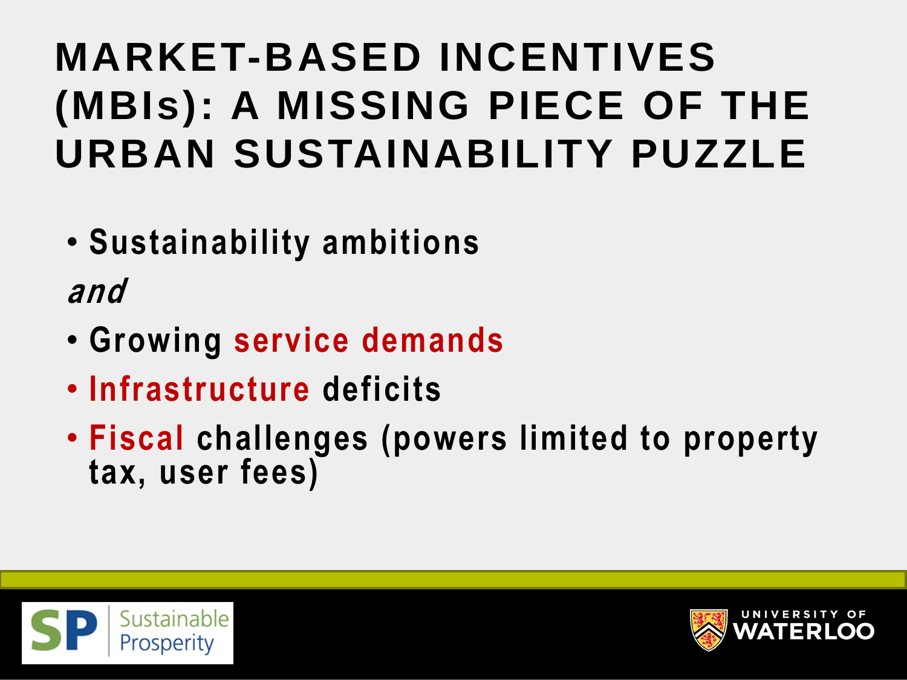# MARKET-BASED INCENTIVES (MBIs): A MISSING PIECE OF THE URBAN SUSTAINABILITY PUZZLE

- Sustainability ambitions

*and*

- Growing service demands
- Infrastructure deficits
- Fiscal challenges (powers limited to property tax, user fees)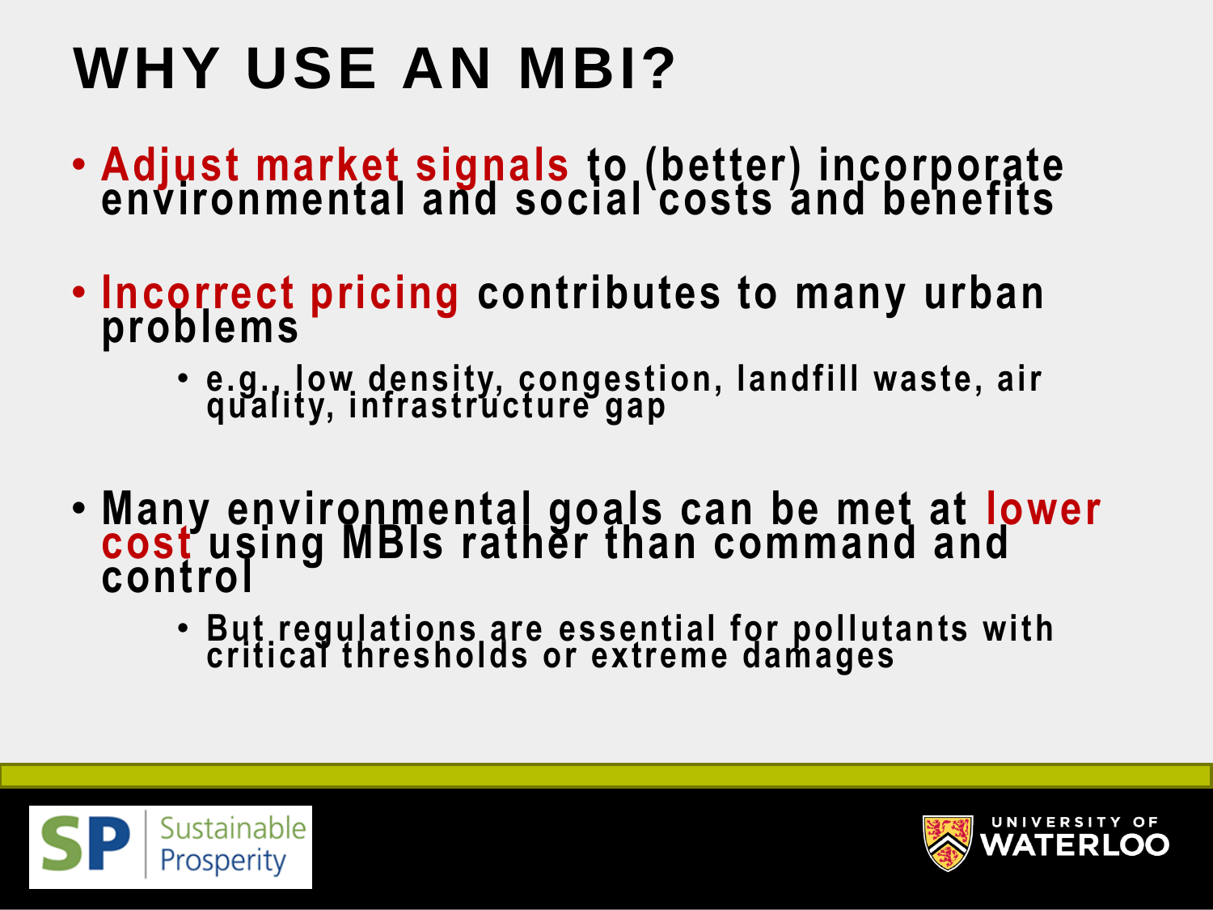# WHY USE AN MBI?

- **Adjust market signals** to (better) incorporate environmental and social costs and benefits

- **Incorrect pricing** contributes to many urban problems
  - e.g., low density, congestion, landfill waste, air quality, infrastructure gap

- Many environmental goals can be met at **lower cost** using MBIs rather than command and control
  - But regulations are essential for pollutants with critical thresholds or extreme damages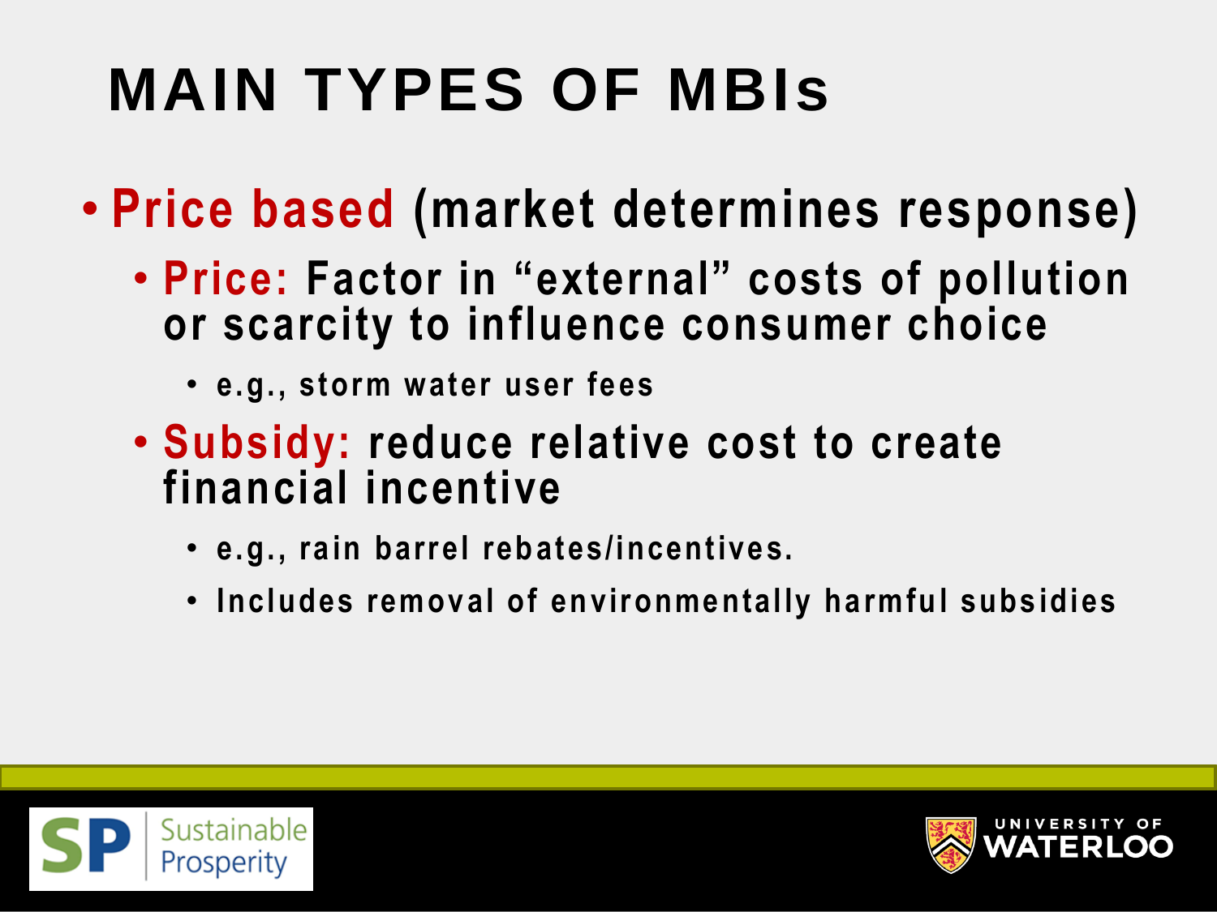# MAIN TYPES OF MBIs

- **Price based** (market determines response)
  - **Price:** Factor in "external" costs of pollution or scarcity to influence consumer choice
    - e.g., storm water user fees
  - **Subsidy:** reduce relative cost to create financial incentive
    - e.g., rain barrel rebates/incentives.
    - Includes removal of environmentally harmful subsidies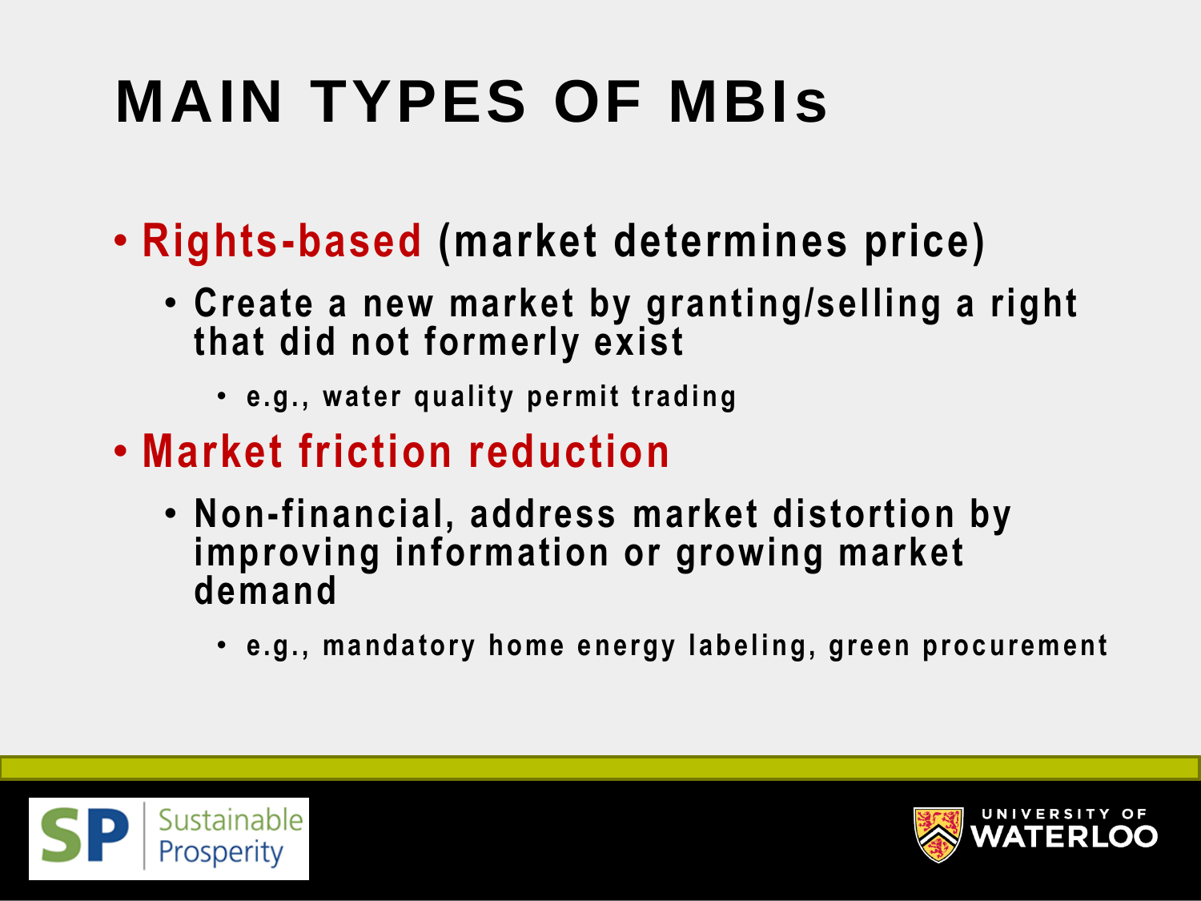# MAIN TYPES OF MBIs

- **Rights-based** (market determines price)
  - Create a new market by granting/selling a right that did not formerly exist
    - e.g., water quality permit trading
- **Market friction reduction**
  - Non-financial, address market distortion by improving information or growing market demand
    - e.g., mandatory home energy labeling, green procurement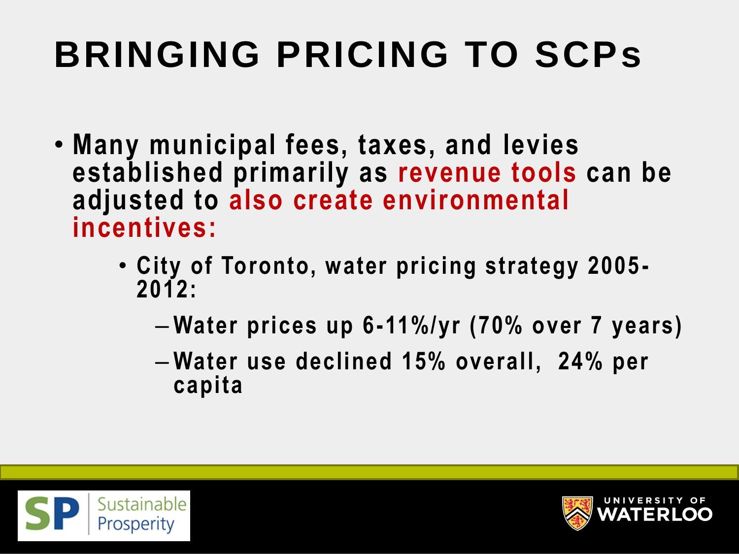# BRINGING PRICING TO SCPs

- Many municipal fees, taxes, and levies established primarily as revenue tools can be adjusted to also create environmental incentives:
  - City of Toronto, water pricing strategy 2005-2012:
    - Water prices up 6-11%/yr (70% over 7 years)
    - Water use declined 15% overall, 24% per capita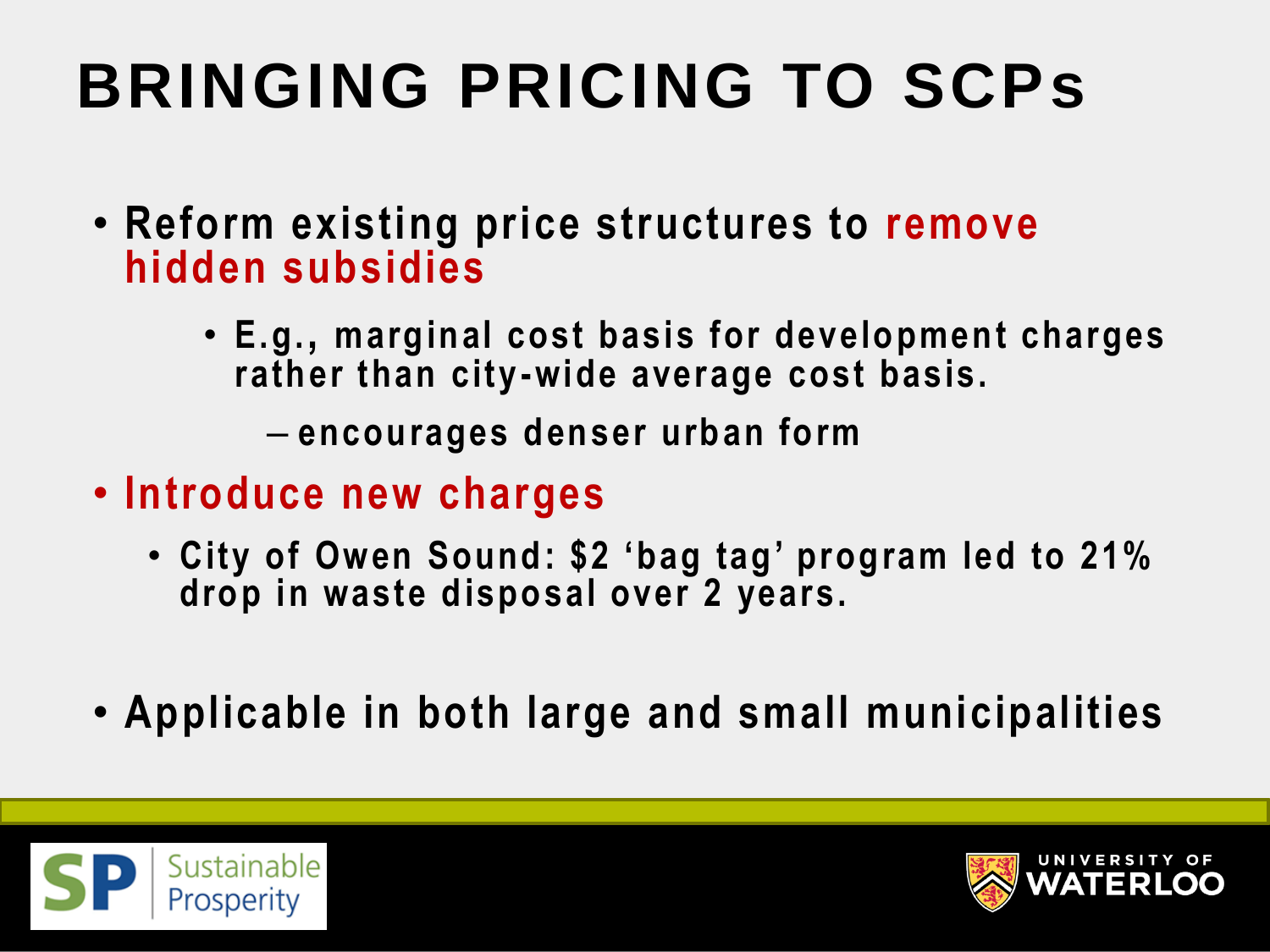# BRINGING PRICING TO SCPs

- Reform existing price structures to remove hidden subsidies
  - E.g., marginal cost basis for development charges rather than city-wide average cost basis.
    - encourages denser urban form
- Introduce new charges
  - City of Owen Sound: $2 'bag tag' program led to 21% drop in waste disposal over 2 years.
- Applicable in both large and small municipalities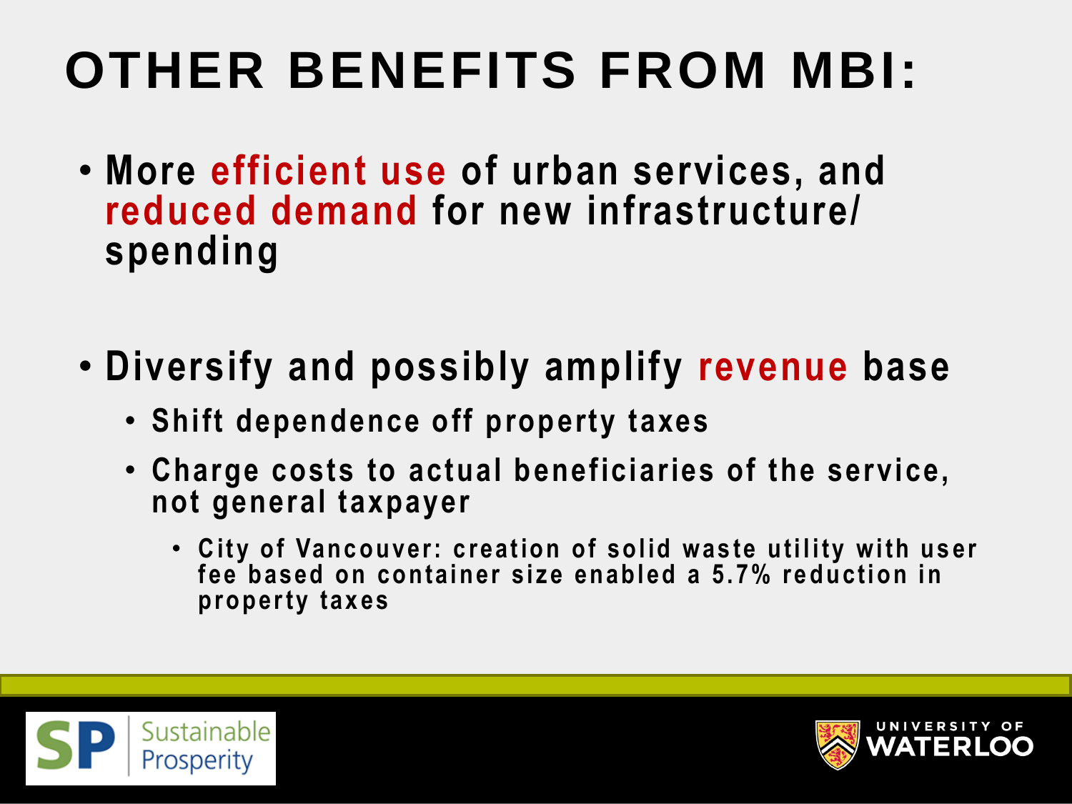# OTHER BENEFITS FROM MBI:

- More efficient use of urban services, and reduced demand for new infrastructure/ spending

- Diversify and possibly amplify revenue base
  - Shift dependence off property taxes
  - Charge costs to actual beneficiaries of the service, not general taxpayer
    - City of Vancouver: creation of solid waste utility with user fee based on container size enabled a 5.7% reduction in property taxes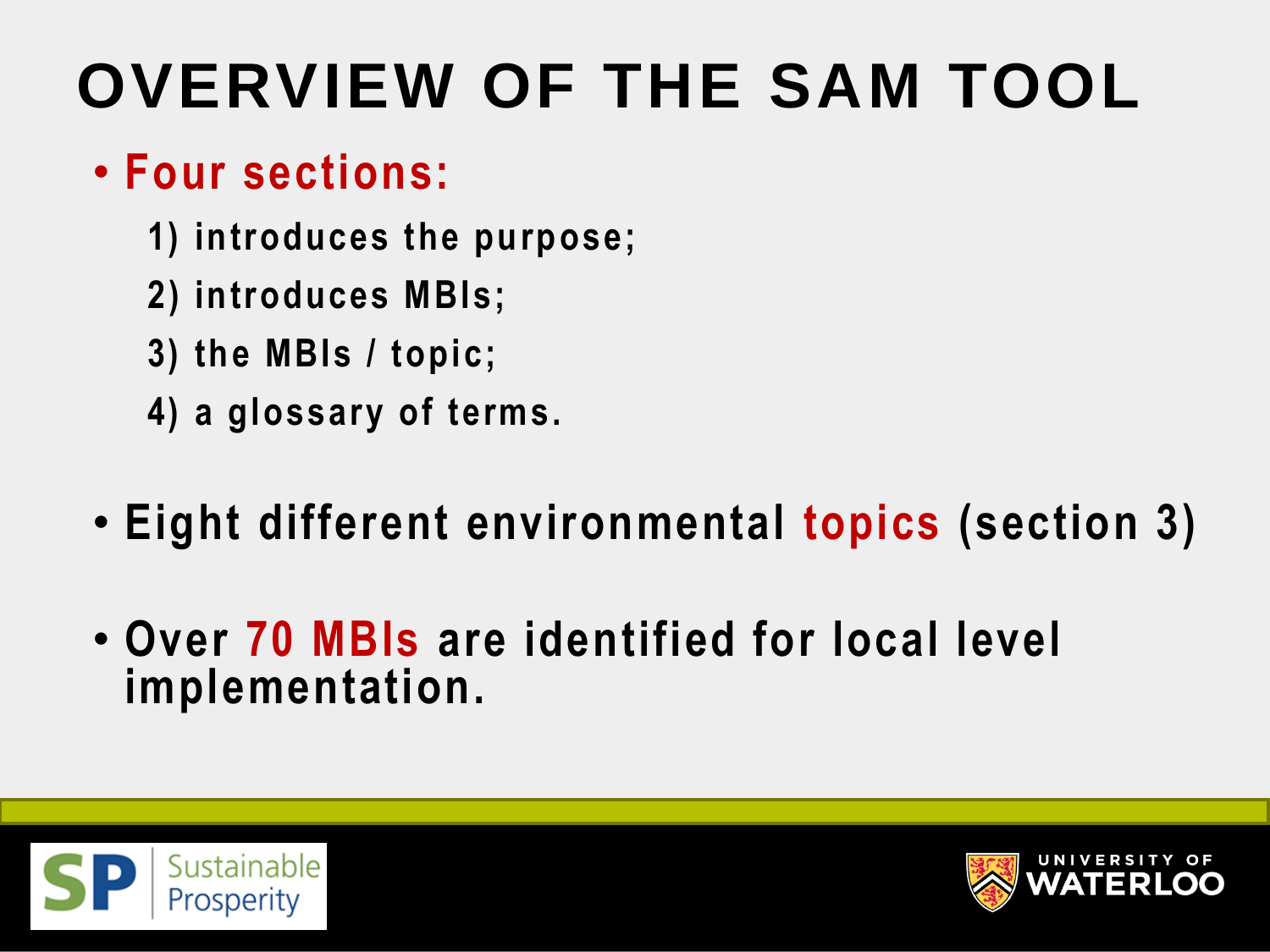# OVERVIEW OF THE SAM TOOL

- **Four sections:**
  1) introduces the purpose;
  2) introduces MBIs;
  3) the MBIs / topic;
  4) a glossary of terms.

- Eight different environmental **topics** (section 3)

- Over **70 MBIs** are identified for local level implementation.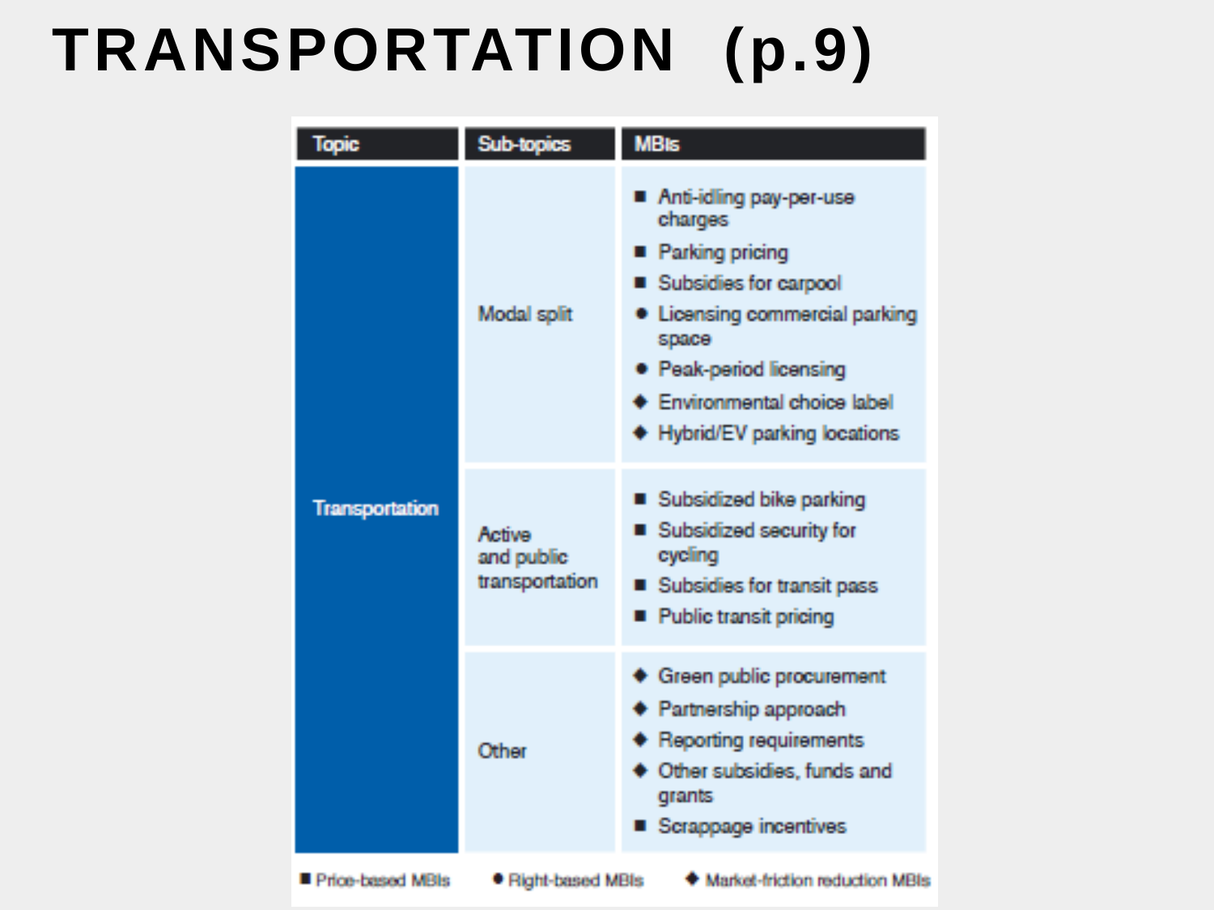# TRANSPORTATION (p.9)

| Topic | Sub-topics | MBIs |
| --- | --- | --- |
| Transportation | Modal split | ■ Anti-idling pay-per-use charges<br>■ Parking pricing<br>■ Subsidies for carpool<br>● Licensing commercial parking space<br>● Peak-period licensing<br>◆ Environmental choice label<br>◆ Hybrid/EV parking locations |
| | Active and public transportation | ■ Subsidized bike parking<br>■ Subsidized security for cycling<br>■ Subsidies for transit pass<br>■ Public transit pricing |
| | Other | ◆ Green public procurement<br>◆ Partnership approach<br>◆ Reporting requirements<br>◆ Other subsidies, funds and grants<br>■ Scrappage incentives |

■ Price-based MBIs ● Right-based MBIs ◆ Market-friction reduction MBIs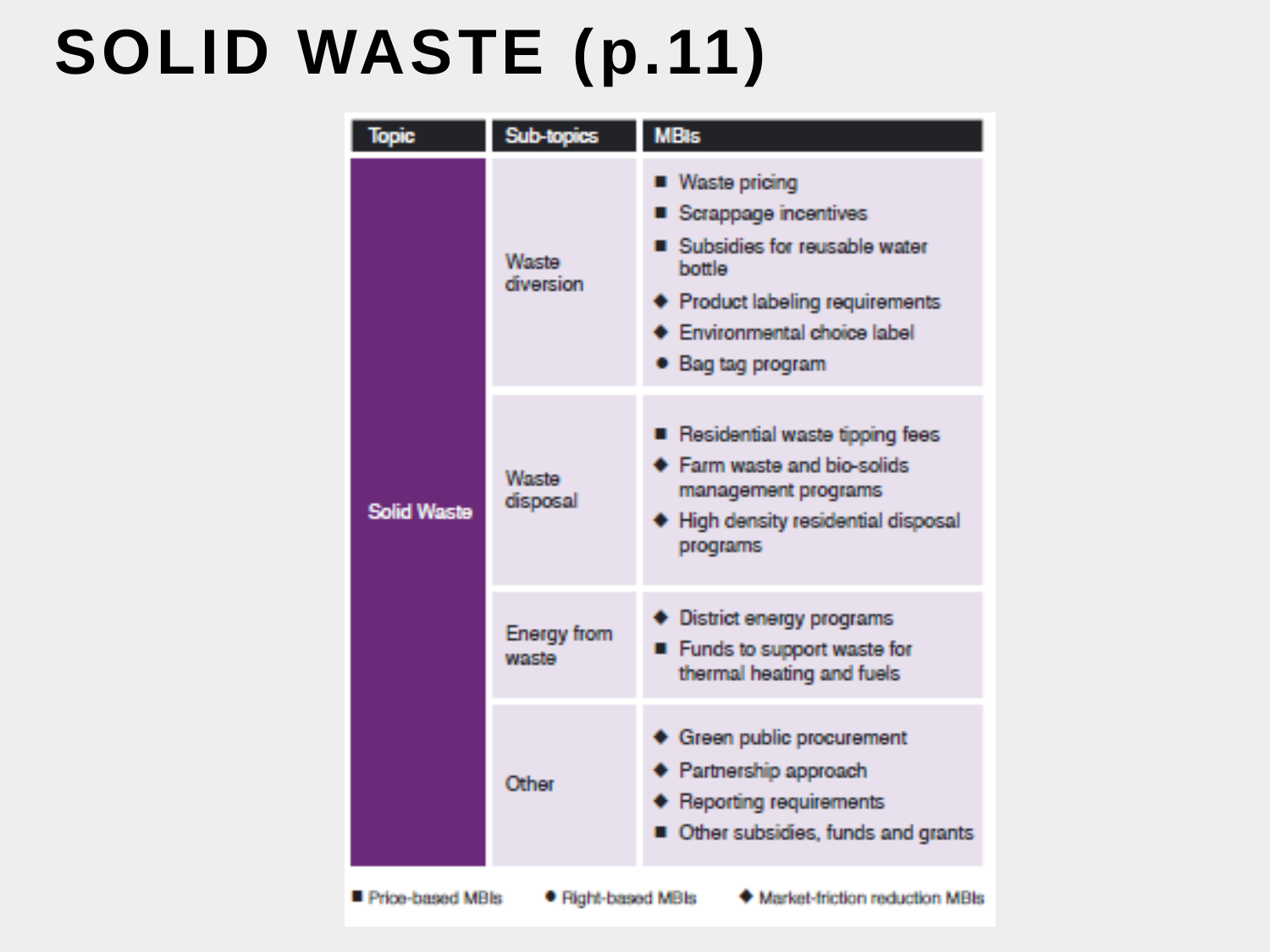# SOLID WASTE (p.11)

| Topic | Sub-topics | MBIs |
| --- | --- | --- |
| Solid Waste | Waste diversion | ■ Waste pricing<br>■ Scrappage incentives<br>■ Subsidies for reusable water bottle<br>◆ Product labeling requirements<br>◆ Environmental choice label<br>● Bag tag program |
| | Waste disposal | ■ Residential waste tipping fees<br>◆ Farm waste and bio-solids management programs<br>◆ High density residential disposal programs |
| | Energy from waste | ◆ District energy programs<br>■ Funds to support waste for thermal heating and fuels |
| | Other | ◆ Green public procurement<br>◆ Partnership approach<br>◆ Reporting requirements<br>■ Other subsidies, funds and grants |

■ Price-based MBIs ● Right-based MBIs ◆ Market-friction reduction MBIs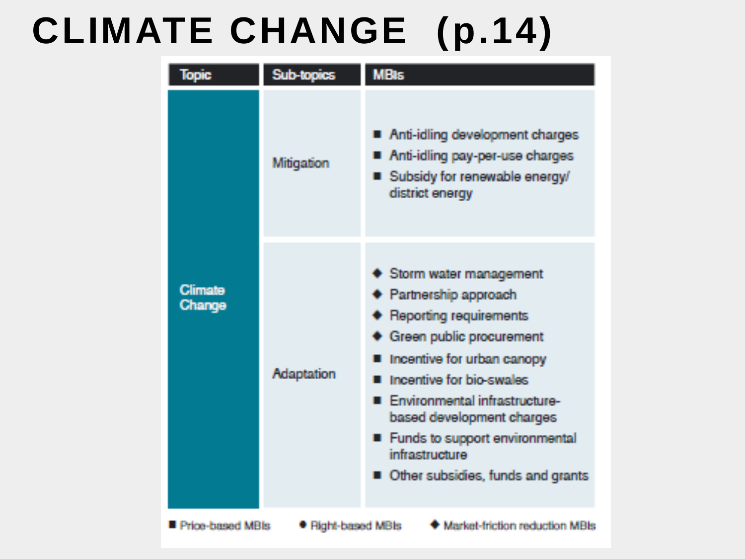# CLIMATE CHANGE (p.14)

| Topic | Sub-topics | MBIs |
| --- | --- | --- |
| Climate Change | Mitigation | ■ Anti-idling development charges<br>■ Anti-idling pay-per-use charges<br>■ Subsidy for renewable energy/ district energy |
| | Adaptation | ◆ Storm water management<br>◆ Partnership approach<br>◆ Reporting requirements<br>◆ Green public procurement<br>■ Incentive for urban canopy<br>■ Incentive for bio-swales<br>■ Environmental infrastructure-based development charges<br>■ Funds to support environmental infrastructure<br>■ Other subsidies, funds and grants |

■ Price-based MBIs ● Right-based MBIs ◆ Market-friction reduction MBIs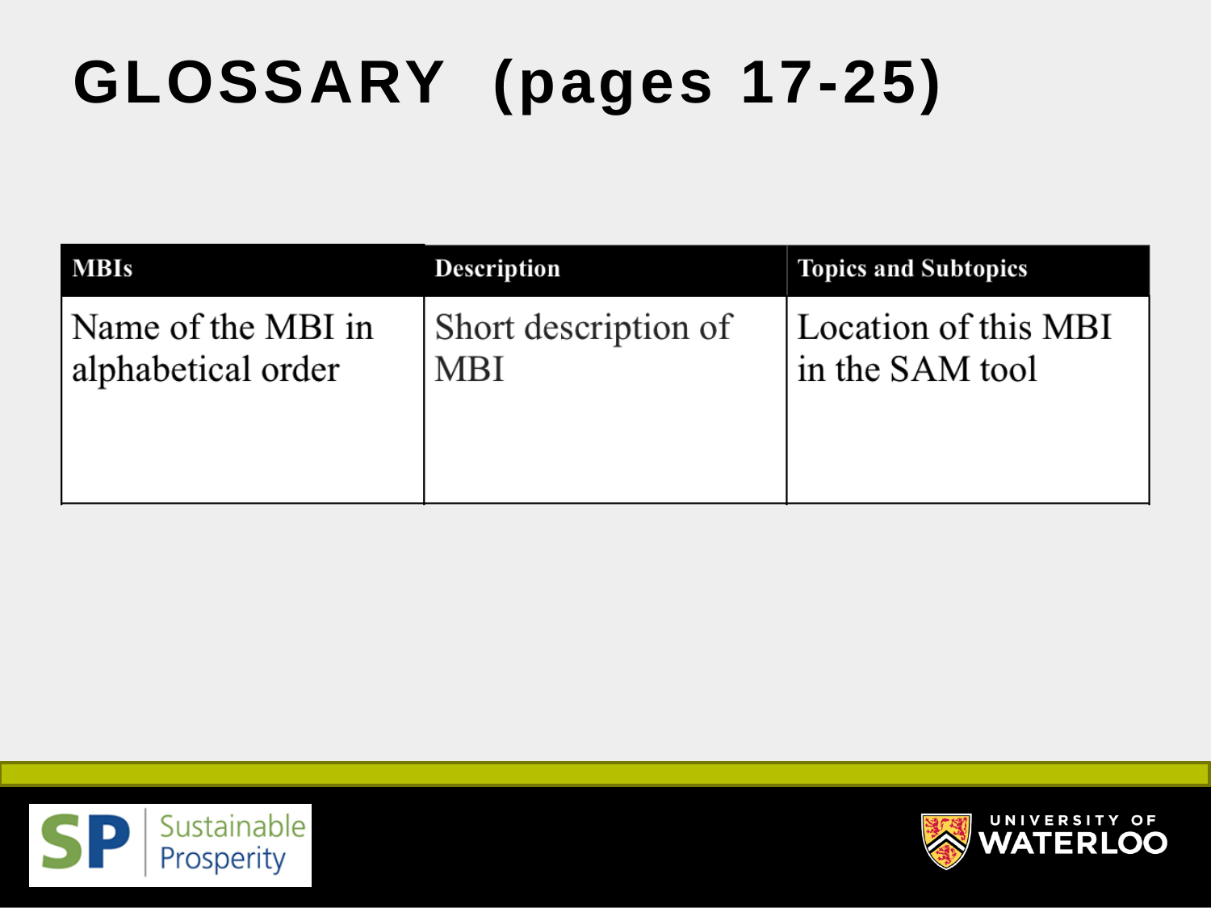# GLOSSARY (pages 17-25)

| MBIs | Description | Topics and Subtopics |
|---|---|---|
| Name of the MBI in alphabetical order | Short description of MBI | Location of this MBI in the SAM tool |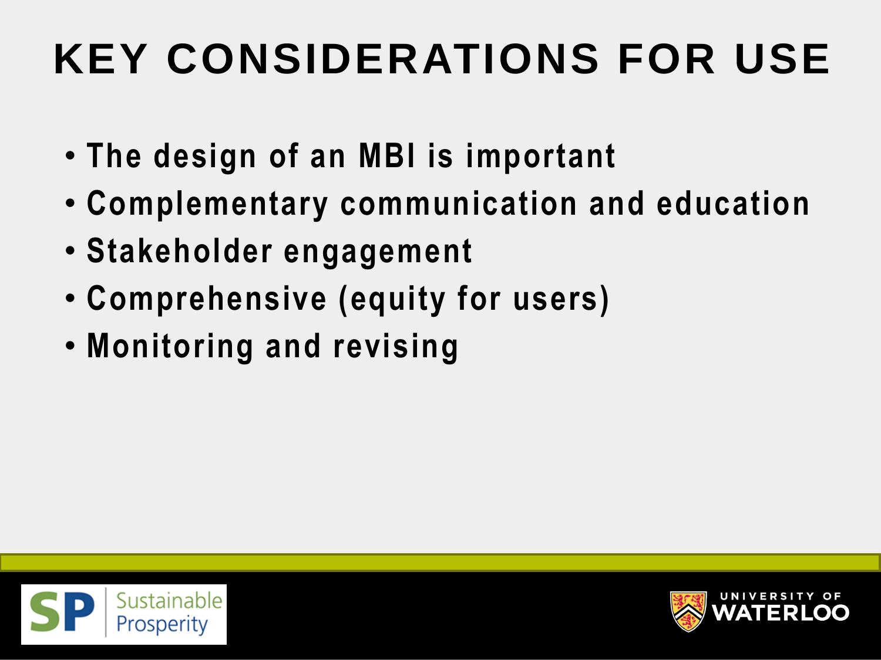# KEY CONSIDERATIONS FOR USE

- The design of an MBI is important
- Complementary communication and education
- Stakeholder engagement
- Comprehensive (equity for users)
- Monitoring and revising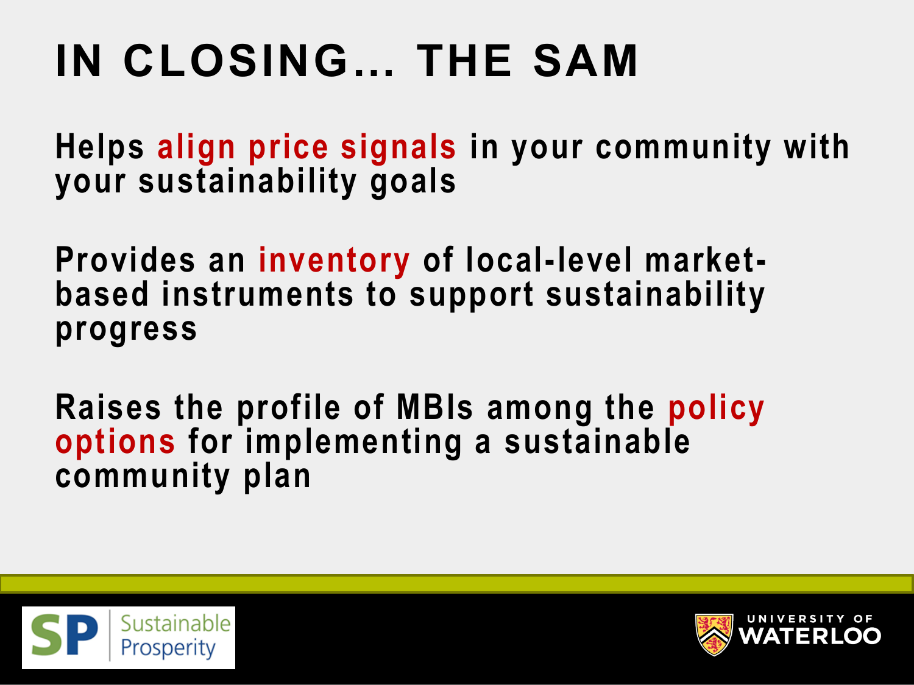# IN CLOSING… THE SAM

Helps **align price signals** in your community with your sustainability goals

Provides an **inventory** of local-level market-based instruments to support sustainability progress

Raises the profile of MBIs among the **policy options** for implementing a sustainable community plan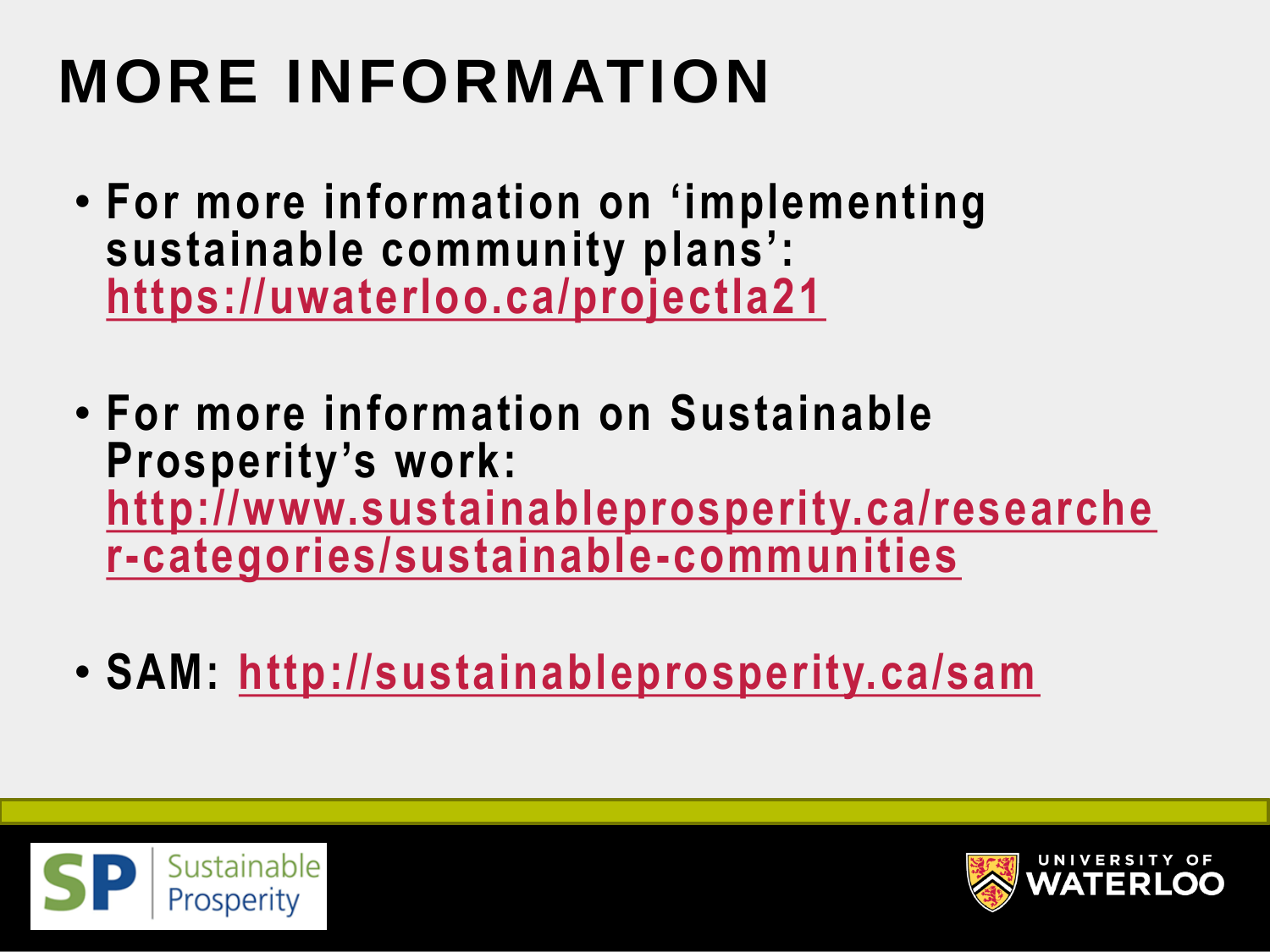# MORE INFORMATION

- For more information on ‘implementing sustainable community plans’: https://uwaterloo.ca/projectla21
- For more information on Sustainable Prosperity’s work: http://www.sustainableprosperity.ca/researcher-categories/sustainable-communities
- SAM: http://sustainableprosperity.ca/sam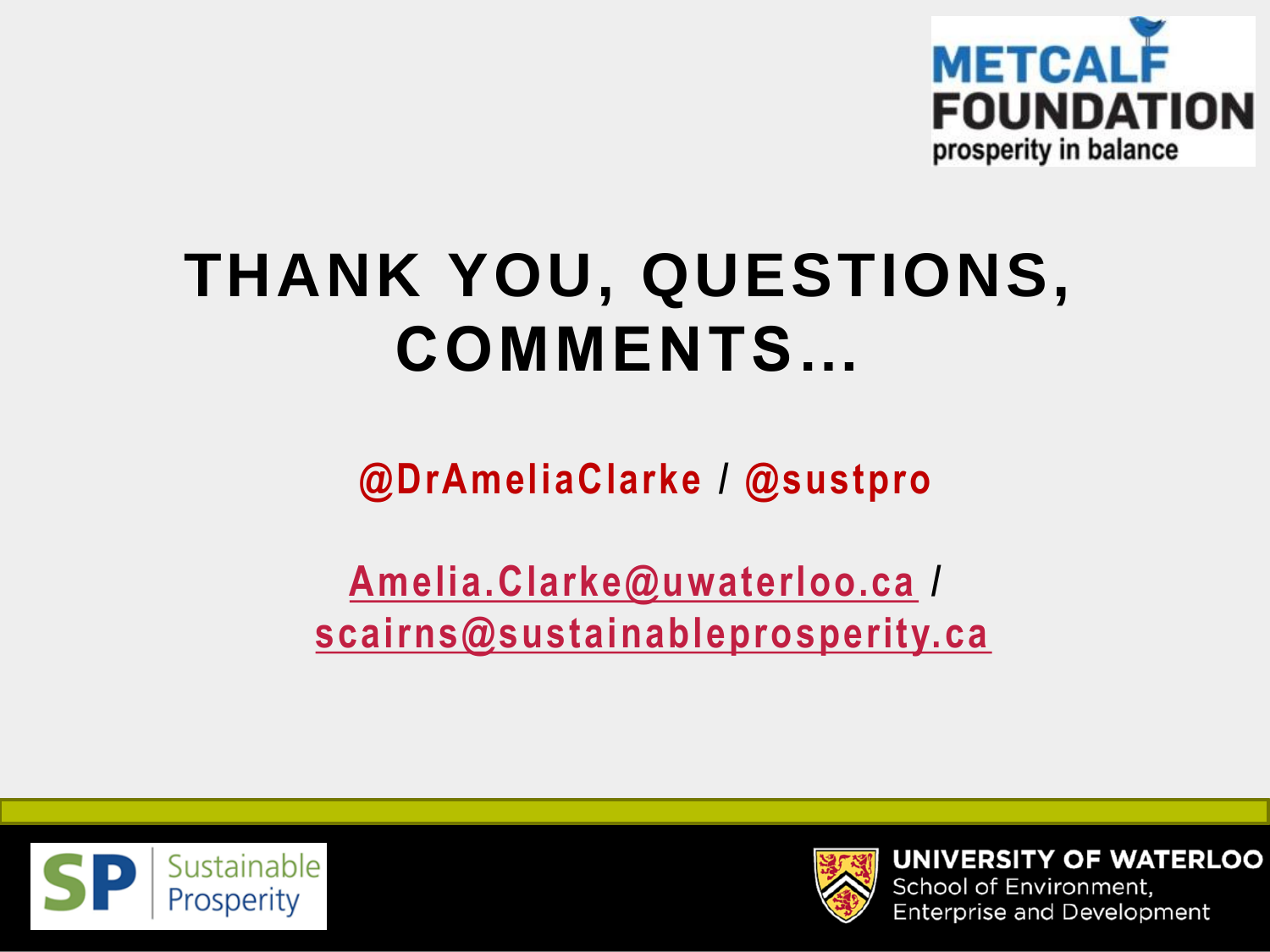# THANK YOU, QUESTIONS, COMMENTS…

@DrAmeliaClarke / @sustpro

Amelia.Clarke@uwaterloo.ca / scairns@sustainableprosperity.ca